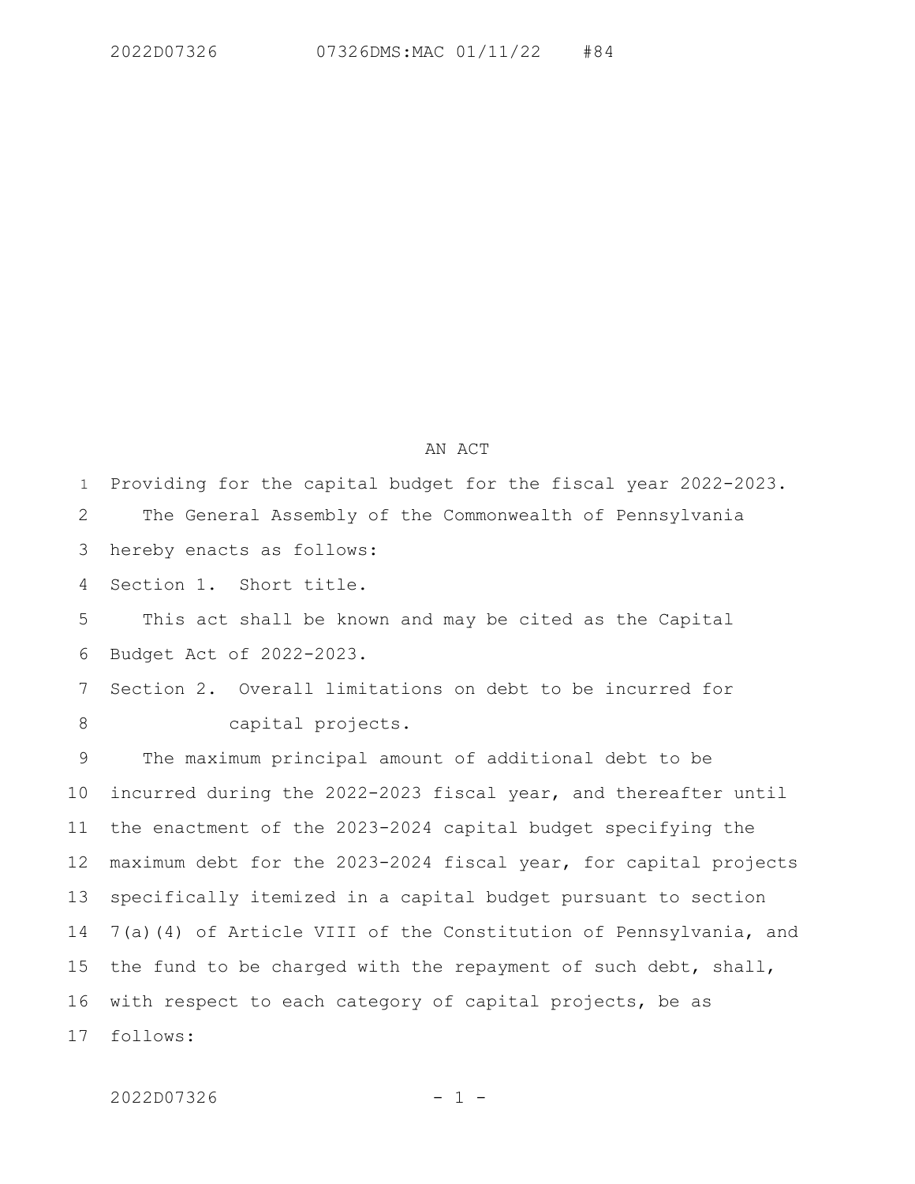# AN ACT

Providing for the capital budget for the fiscal year 2022-2023.

The General Assembly of the Commonwealth of Pennsylvania hereby enacts as follows:

Section 1. Short title.

This act shall be known and may be cited as the Capital Budget Act of 2022-2023.

Section 2. Overall limitations on debt to be incurred for capital projects.

The maximum principal amount of additional debt to be incurred during the 2022-2023 fiscal year, and thereafter until the enactment of the 2023-2024 capital budget specifying the maximum debt for the 2023-2024 fiscal year, for capital projects specifically itemized in a capital budget pursuant to section 7(a)(4) of Article VIII of the Constitution of Pennsylvania, and the fund to be charged with the repayment of such debt, shall, with respect to each category of capital projects, be as follows: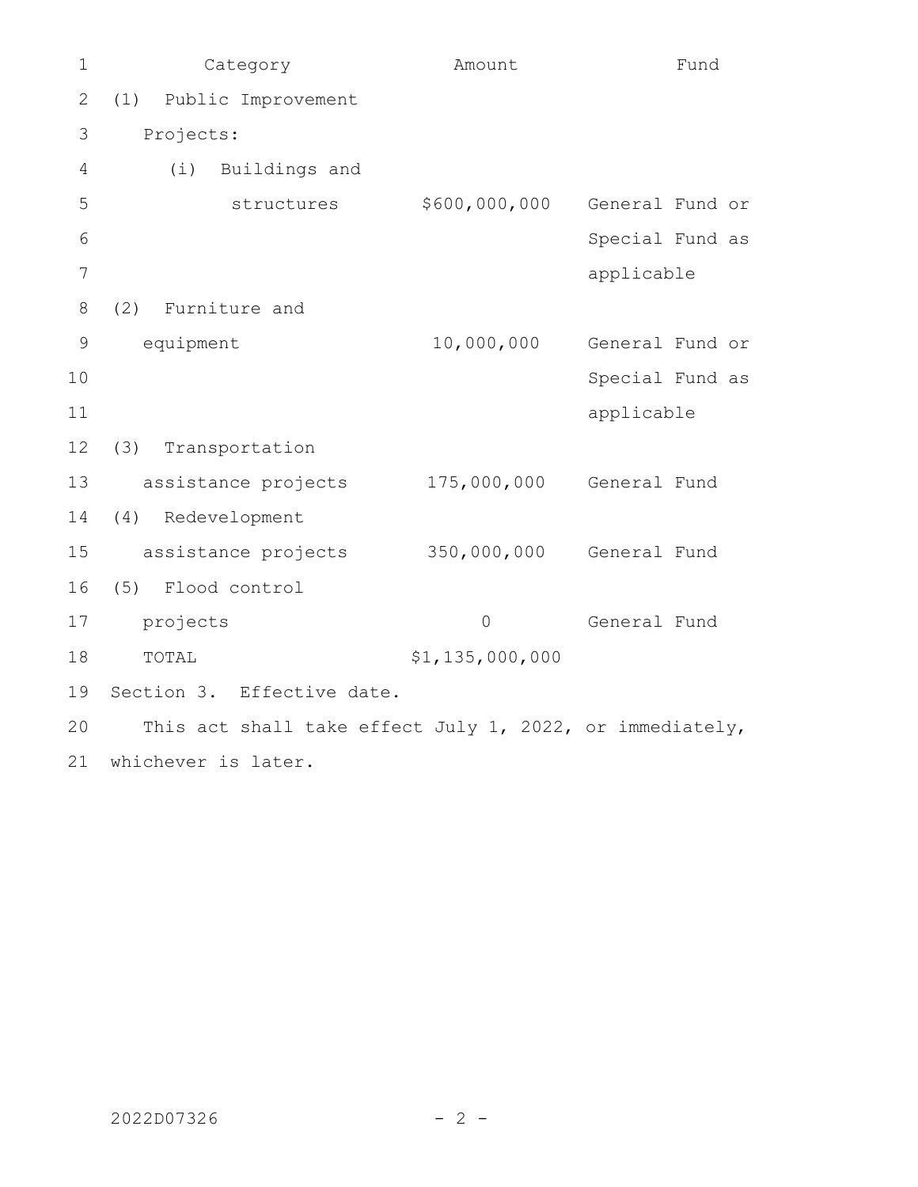| Category | Amount | Fund |
|---|---|---|
| (1) Public Improvement Projects: | | |
| (i) Buildings and structures | $600,000,000 | General Fund or Special Fund as applicable |
| (2) Furniture and equipment | 10,000,000 | General Fund or Special Fund as applicable |
| (3) Transportation assistance projects | 175,000,000 | General Fund |
| (4) Redevelopment assistance projects | 350,000,000 | General Fund |
| (5) Flood control projects | 0 | General Fund |
| TOTAL | $1,135,000,000 | |

Section 3. Effective date.

This act shall take effect July 1, 2022, or immediately, whichever is later.